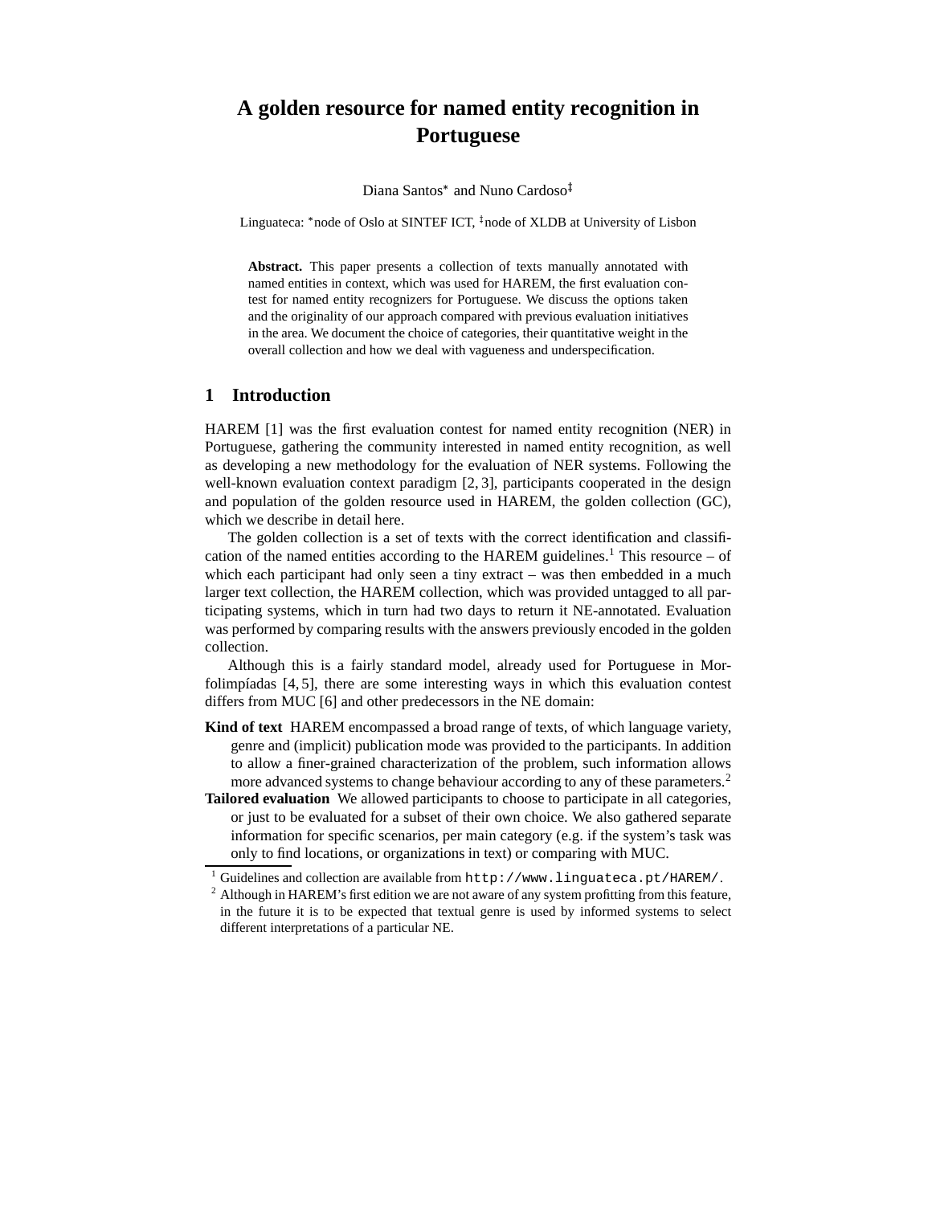# A golden resource for named entity recognition in Portuguese

Diana Santos[*] and Nuno Cardoso[‡]

Linguateca: [*]node of Oslo at SINTEF ICT, [‡]node of XLDB at University of Lisbon

**Abstract.** This paper presents a collection of texts manually annotated with named entities in context, which was used for HAREM, the first evaluation contest for named entity recognizers for Portuguese. We discuss the options taken and the originality of our approach compared with previous evaluation initiatives in the area. We document the choice of categories, their quantitative weight in the overall collection and how we deal with vagueness and underspecification.

## 1 Introduction

HAREM [1] was the first evaluation contest for named entity recognition (NER) in Portuguese, gathering the community interested in named entity recognition, as well as developing a new methodology for the evaluation of NER systems. Following the well-known evaluation context paradigm [2, 3], participants cooperated in the design and population of the golden resource used in HAREM, the golden collection (GC), which we describe in detail here.

The golden collection is a set of texts with the correct identification and classification of the named entities according to the HAREM guidelines.[1] This resource – of which each participant had only seen a tiny extract – was then embedded in a much larger text collection, the HAREM collection, which was provided untagged to all participating systems, which in turn had two days to return it NE-annotated. Evaluation was performed by comparing results with the answers previously encoded in the golden collection.

Although this is a fairly standard model, already used for Portuguese in Morfolimpíadas [4, 5], there are some interesting ways in which this evaluation contest differs from MUC [6] and other predecessors in the NE domain:

**Kind of text** HAREM encompassed a broad range of texts, of which language variety, genre and (implicit) publication mode was provided to the participants. In addition to allow a finer-grained characterization of the problem, such information allows more advanced systems to change behaviour according to any of these parameters.[2]

**Tailored evaluation** We allowed participants to choose to participate in all categories, or just to be evaluated for a subset of their own choice. We also gathered separate information for specific scenarios, per main category (e.g. if the system's task was only to find locations, or organizations in text) or comparing with MUC.

[1] Guidelines and collection are available from http://www.linguateca.pt/HAREM/.

[2] Although in HAREM's first edition we are not aware of any system profitting from this feature, in the future it is to be expected that textual genre is used by informed systems to select different interpretations of a particular NE.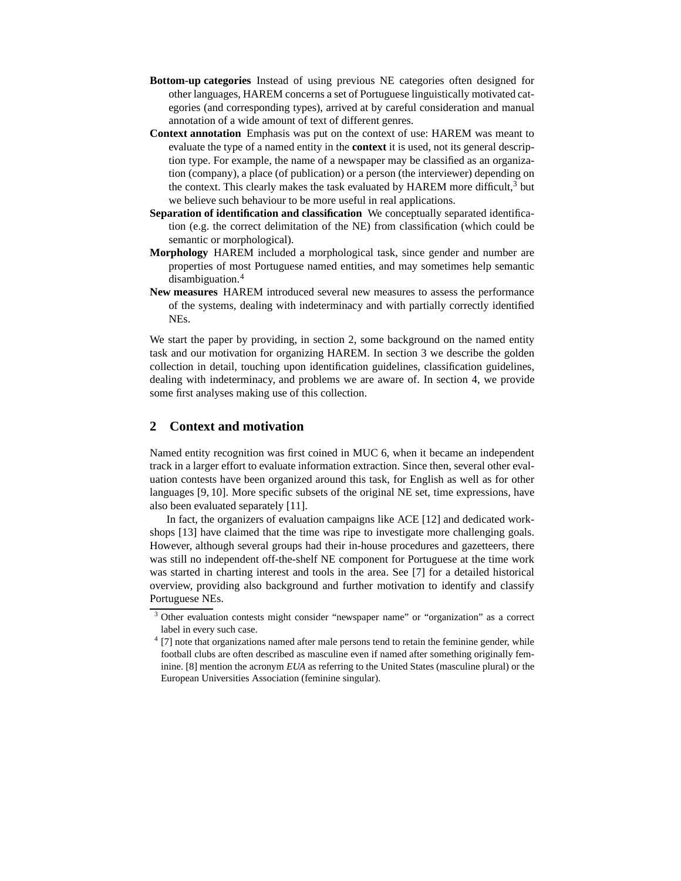**Bottom-up categories** Instead of using previous NE categories often designed for other languages, HAREM concerns a set of Portuguese linguistically motivated categories (and corresponding types), arrived at by careful consideration and manual annotation of a wide amount of text of different genres.

**Context annotation** Emphasis was put on the context of use: HAREM was meant to evaluate the type of a named entity in the **context** it is used, not its general description type. For example, the name of a newspaper may be classified as an organization (company), a place (of publication) or a person (the interviewer) depending on the context. This clearly makes the task evaluated by HAREM more difficult,[3] but we believe such behaviour to be more useful in real applications.

**Separation of identification and classification** We conceptually separated identification (e.g. the correct delimitation of the NE) from classification (which could be semantic or morphological).

**Morphology** HAREM included a morphological task, since gender and number are properties of most Portuguese named entities, and may sometimes help semantic disambiguation.[4]

**New measures** HAREM introduced several new measures to assess the performance of the systems, dealing with indeterminacy and with partially correctly identified NEs.

We start the paper by providing, in section 2, some background on the named entity task and our motivation for organizing HAREM. In section 3 we describe the golden collection in detail, touching upon identification guidelines, classification guidelines, dealing with indeterminacy, and problems we are aware of. In section 4, we provide some first analyses making use of this collection.

## 2 Context and motivation

Named entity recognition was first coined in MUC 6, when it became an independent track in a larger effort to evaluate information extraction. Since then, several other evaluation contests have been organized around this task, for English as well as for other languages [9, 10]. More specific subsets of the original NE set, time expressions, have also been evaluated separately [11].

In fact, the organizers of evaluation campaigns like ACE [12] and dedicated workshops [13] have claimed that the time was ripe to investigate more challenging goals. However, although several groups had their in-house procedures and gazetteers, there was still no independent off-the-shelf NE component for Portuguese at the time work was started in charting interest and tools in the area. See [7] for a detailed historical overview, providing also background and further motivation to identify and classify Portuguese NEs.

---

[3] Other evaluation contests might consider "newspaper name" or "organization" as a correct label in every such case.

[4] [7] note that organizations named after male persons tend to retain the feminine gender, while football clubs are often described as masculine even if named after something originally feminine. [8] mention the acronym *EUA* as referring to the United States (masculine plural) or the European Universities Association (feminine singular).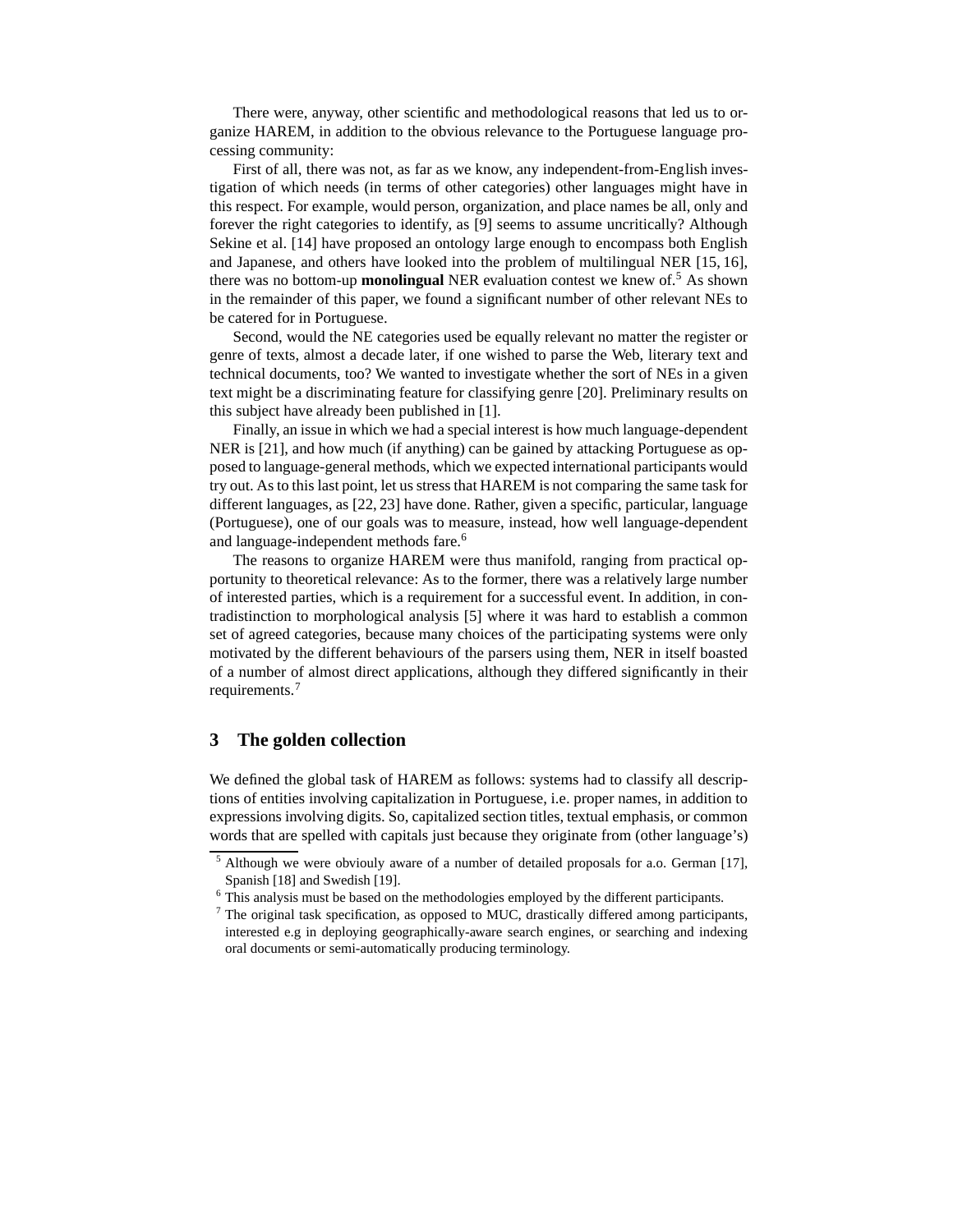There were, anyway, other scientific and methodological reasons that led us to organize HAREM, in addition to the obvious relevance to the Portuguese language processing community:

First of all, there was not, as far as we know, any independent-from-English investigation of which needs (in terms of other categories) other languages might have in this respect. For example, would person, organization, and place names be all, only and forever the right categories to identify, as [9] seems to assume uncritically? Although Sekine et al. [14] have proposed an ontology large enough to encompass both English and Japanese, and others have looked into the problem of multilingual NER [15, 16], there was no bottom-up **monolingual** NER evaluation contest we knew of.[5] As shown in the remainder of this paper, we found a significant number of other relevant NEs to be catered for in Portuguese.

Second, would the NE categories used be equally relevant no matter the register or genre of texts, almost a decade later, if one wished to parse the Web, literary text and technical documents, too? We wanted to investigate whether the sort of NEs in a given text might be a discriminating feature for classifying genre [20]. Preliminary results on this subject have already been published in [1].

Finally, an issue in which we had a special interest is how much language-dependent NER is [21], and how much (if anything) can be gained by attacking Portuguese as opposed to language-general methods, which we expected international participants would try out. As to this last point, let us stress that HAREM is not comparing the same task for different languages, as [22, 23] have done. Rather, given a specific, particular, language (Portuguese), one of our goals was to measure, instead, how well language-dependent and language-independent methods fare.[6]

The reasons to organize HAREM were thus manifold, ranging from practical opportunity to theoretical relevance: As to the former, there was a relatively large number of interested parties, which is a requirement for a successful event. In addition, in contradistinction to morphological analysis [5] where it was hard to establish a common set of agreed categories, because many choices of the participating systems were only motivated by the different behaviours of the parsers using them, NER in itself boasted of a number of almost direct applications, although they differed significantly in their requirements.[7]

## 3 The golden collection

We defined the global task of HAREM as follows: systems had to classify all descriptions of entities involving capitalization in Portuguese, i.e. proper names, in addition to expressions involving digits. So, capitalized section titles, textual emphasis, or common words that are spelled with capitals just because they originate from (other language's)

---

[5] Although we were obviouly aware of a number of detailed proposals for a.o. German [17], Spanish [18] and Swedish [19].

[6] This analysis must be based on the methodologies employed by the different participants.

[7] The original task specification, as opposed to MUC, drastically differed among participants, interested e.g in deploying geographically-aware search engines, or searching and indexing oral documents or semi-automatically producing terminology.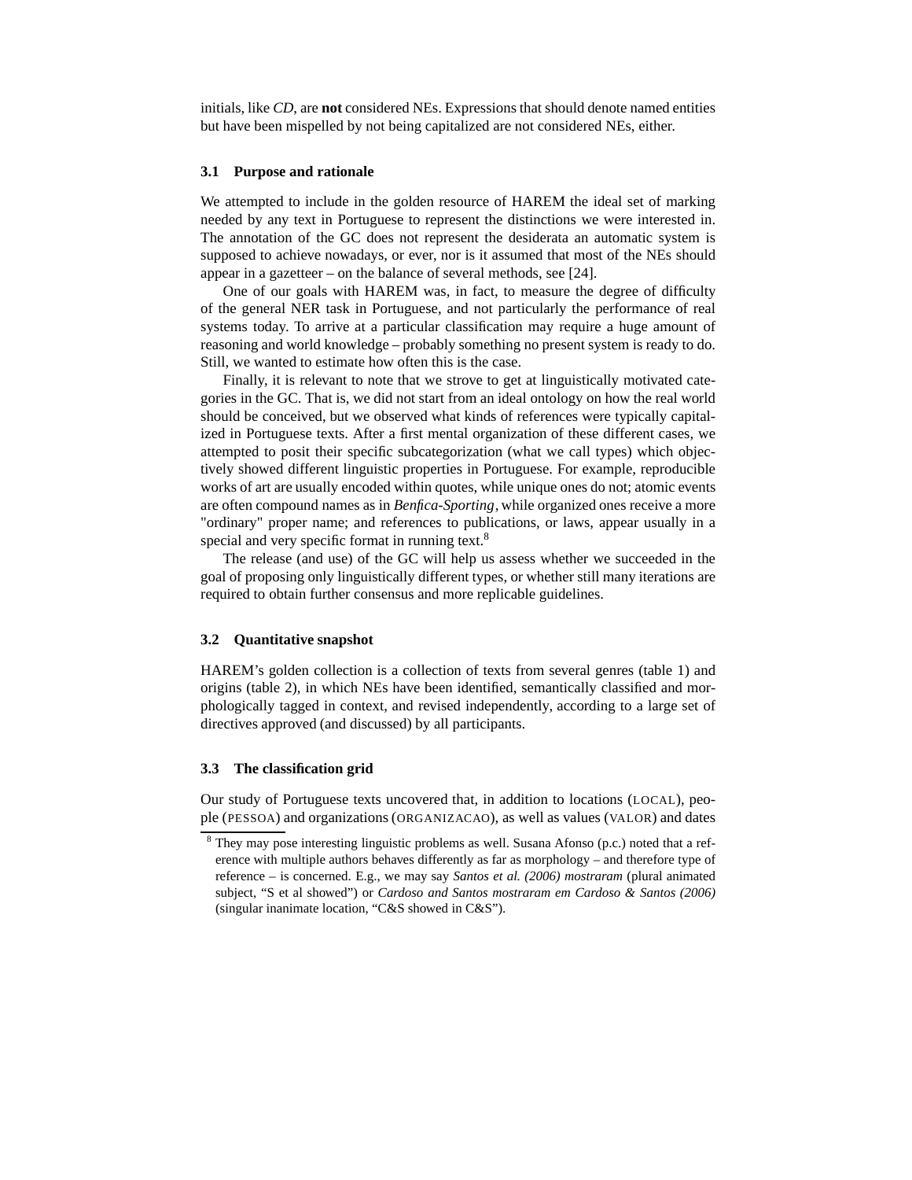initials, like *CD*, are **not** considered NEs. Expressions that should denote named entities but have been mispelled by not being capitalized are not considered NEs, either.

### 3.1 Purpose and rationale

We attempted to include in the golden resource of HAREM the ideal set of marking needed by any text in Portuguese to represent the distinctions we were interested in. The annotation of the GC does not represent the desiderata an automatic system is supposed to achieve nowadays, or ever, nor is it assumed that most of the NEs should appear in a gazetteer – on the balance of several methods, see [24].

One of our goals with HAREM was, in fact, to measure the degree of difficulty of the general NER task in Portuguese, and not particularly the performance of real systems today. To arrive at a particular classification may require a huge amount of reasoning and world knowledge – probably something no present system is ready to do. Still, we wanted to estimate how often this is the case.

Finally, it is relevant to note that we strove to get at linguistically motivated categories in the GC. That is, we did not start from an ideal ontology on how the real world should be conceived, but we observed what kinds of references were typically capitalized in Portuguese texts. After a first mental organization of these different cases, we attempted to posit their specific subcategorization (what we call types) which objectively showed different linguistic properties in Portuguese. For example, reproducible works of art are usually encoded within quotes, while unique ones do not; atomic events are often compound names as in *Benfica-Sporting*, while organized ones receive a more "ordinary" proper name; and references to publications, or laws, appear usually in a special and very specific format in running text.[8]

The release (and use) of the GC will help us assess whether we succeeded in the goal of proposing only linguistically different types, or whether still many iterations are required to obtain further consensus and more replicable guidelines.

### 3.2 Quantitative snapshot

HAREM's golden collection is a collection of texts from several genres (table 1) and origins (table 2), in which NEs have been identified, semantically classified and morphologically tagged in context, and revised independently, according to a large set of directives approved (and discussed) by all participants.

### 3.3 The classification grid

Our study of Portuguese texts uncovered that, in addition to locations (LOCAL), people (PESSOA) and organizations (ORGANIZACAO), as well as values (VALOR) and dates

[8] They may pose interesting linguistic problems as well. Susana Afonso (p.c.) noted that a reference with multiple authors behaves differently as far as morphology – and therefore type of reference – is concerned. E.g., we may say *Santos et al. (2006) mostraram* (plural animated subject, "S et al showed") or *Cardoso and Santos mostraram em Cardoso & Santos (2006)* (singular inanimate location, "C&S showed in C&S").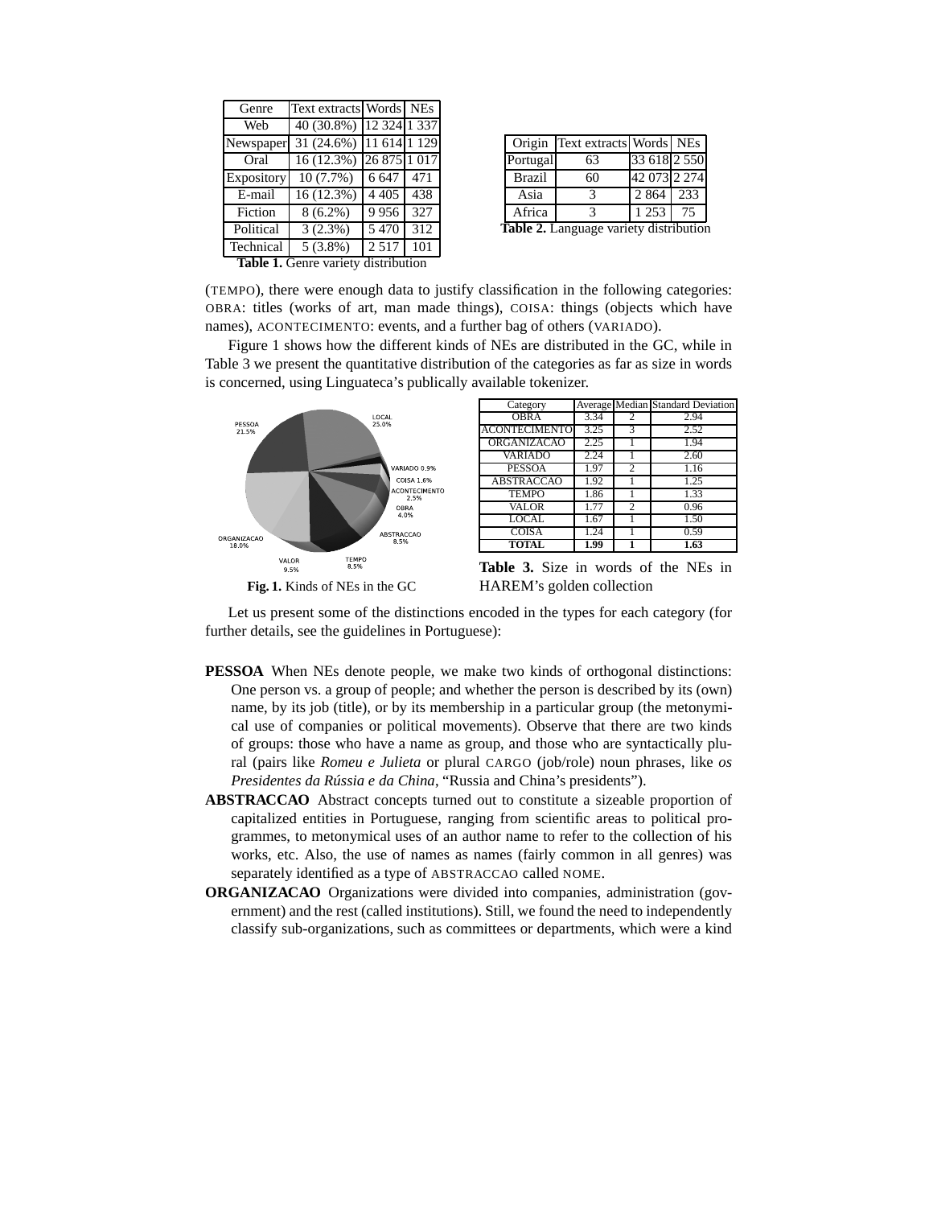| Genre | Text extracts | Words | NEs |
|---|---|---|---|
| Web | 40 (30.8%) | 12 324 | 1 337 |
| Newspaper | 31 (24.6%) | 11 614 | 1 129 |
| Oral | 16 (12.3%) | 26 875 | 1 017 |
| Expository | 10 (7.7%) | 6 647 | 471 |
| E-mail | 16 (12.3%) | 4 405 | 438 |
| Fiction | 8 (6.2%) | 9 956 | 327 |
| Political | 3 (2.3%) | 5 470 | 312 |
| Technical | 5 (3.8%) | 2 517 | 101 |

**Table 1.** Genre variety distribution

| Origin | Text extracts | Words | NEs |
|---|---|---|---|
| Portugal | 63 | 33 618 | 2 550 |
| Brazil | 60 | 42 073 | 2 274 |
| Asia | 3 | 2 864 | 233 |
| Africa | 3 | 1 253 | 75 |

**Table 2.** Language variety distribution

(TEMPO), there were enough data to justify classification in the following categories: OBRA: titles (works of art, man made things), COISA: things (objects which have names), ACONTECIMENTO: events, and a further bag of others (VARIADO).

Figure 1 shows how the different kinds of NEs are distributed in the GC, while in Table 3 we present the quantitative distribution of the categories as far as size in words is concerned, using Linguateca's publically available tokenizer.

**Fig. 1.** Kinds of NEs in the GC

| Category | Average | Median | Standard Deviation |
|---|---|---|---|
| OBRA | 3.34 | 2 | 2.94 |
| ACONTECIMENTO | 3.25 | 3 | 2.52 |
| ORGANIZACAO | 2.25 | 1 | 1.94 |
| VARIADO | 2.24 | 1 | 2.60 |
| PESSOA | 1.97 | 2 | 1.16 |
| ABSTRACCAO | 1.92 | 1 | 1.25 |
| TEMPO | 1.86 | 1 | 1.33 |
| VALOR | 1.77 | 2 | 0.96 |
| LOCAL | 1.67 | 1 | 1.50 |
| COISA | 1.24 | 1 | 0.59 |
| **TOTAL** | **1.99** | **1** | **1.63** |

**Table 3.** Size in words of the NEs in HAREM's golden collection

Let us present some of the distinctions encoded in the types for each category (for further details, see the guidelines in Portuguese):

**PESSOA** When NEs denote people, we make two kinds of orthogonal distinctions: One person vs. a group of people; and whether the person is described by its (own) name, by its job (title), or by its membership in a particular group (the metonymical use of companies or political movements). Observe that there are two kinds of groups: those who have a name as group, and those who are syntactically plural (pairs like *Romeu e Julieta* or plural CARGO (job/role) noun phrases, like *os Presidentes da Rússia e da China*, "Russia and China's presidents").

**ABSTRACCAO** Abstract concepts turned out to constitute a sizeable proportion of capitalized entities in Portuguese, ranging from scientific areas to political programmes, to metonymical uses of an author name to refer to the collection of his works, etc. Also, the use of names as names (fairly common in all genres) was separately identified as a type of ABSTRACCAO called NOME.

**ORGANIZACAO** Organizations were divided into companies, administration (government) and the rest (called institutions). Still, we found the need to independently classify sub-organizations, such as committees or departments, which were a kind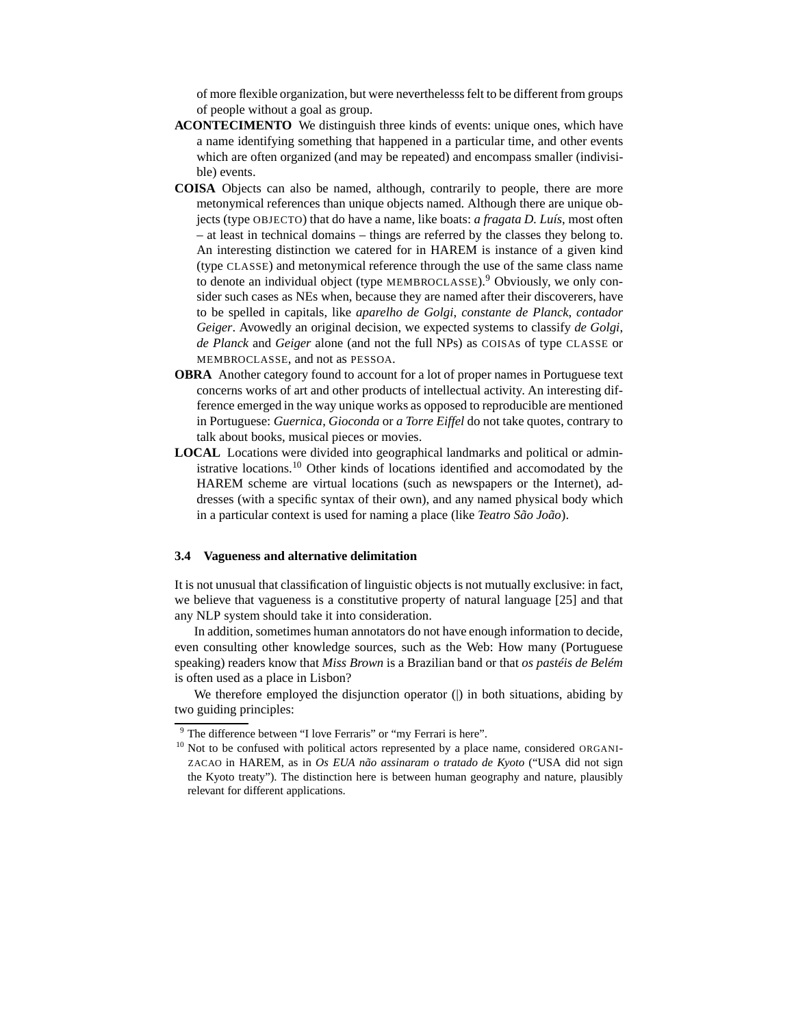of more flexible organization, but were neverthelesss felt to be different from groups of people without a goal as group.

**ACONTECIMENTO** We distinguish three kinds of events: unique ones, which have a name identifying something that happened in a particular time, and other events which are often organized (and may be repeated) and encompass smaller (indivisible) events.

**COISA** Objects can also be named, although, contrarily to people, there are more metonymical references than unique objects named. Although there are unique objects (type OBJECTO) that do have a name, like boats: *a fragata D. Luís*, most often – at least in technical domains – things are referred by the classes they belong to. An interesting distinction we catered for in HAREM is instance of a given kind (type CLASSE) and metonymical reference through the use of the same class name to denote an individual object (type MEMBROCLASSE).[9] Obviously, we only consider such cases as NEs when, because they are named after their discoverers, have to be spelled in capitals, like *aparelho de Golgi*, *constante de Planck*, *contador Geiger*. Avowedly an original decision, we expected systems to classify *de Golgi*, *de Planck* and *Geiger* alone (and not the full NPs) as COISAs of type CLASSE or MEMBROCLASSE, and not as PESSOA.

**OBRA** Another category found to account for a lot of proper names in Portuguese text concerns works of art and other products of intellectual activity. An interesting difference emerged in the way unique works as opposed to reproducible are mentioned in Portuguese: *Guernica*, *Gioconda* or *a Torre Eiffel* do not take quotes, contrary to talk about books, musical pieces or movies.

**LOCAL** Locations were divided into geographical landmarks and political or administrative locations.[10] Other kinds of locations identified and accomodated by the HAREM scheme are virtual locations (such as newspapers or the Internet), addresses (with a specific syntax of their own), and any named physical body which in a particular context is used for naming a place (like *Teatro São João*).

### 3.4 Vagueness and alternative delimitation

It is not unusual that classification of linguistic objects is not mutually exclusive: in fact, we believe that vagueness is a constitutive property of natural language [25] and that any NLP system should take it into consideration.

In addition, sometimes human annotators do not have enough information to decide, even consulting other knowledge sources, such as the Web: How many (Portuguese speaking) readers know that *Miss Brown* is a Brazilian band or that *os pastéis de Belém* is often used as a place in Lisbon?

We therefore employed the disjunction operator (|) in both situations, abiding by two guiding principles:

---

[9] The difference between "I love Ferraris" or "my Ferrari is here".

[10] Not to be confused with political actors represented by a place name, considered ORGANIZACAO in HAREM, as in *Os EUA não assinaram o tratado de Kyoto* ("USA did not sign the Kyoto treaty"). The distinction here is between human geography and nature, plausibly relevant for different applications.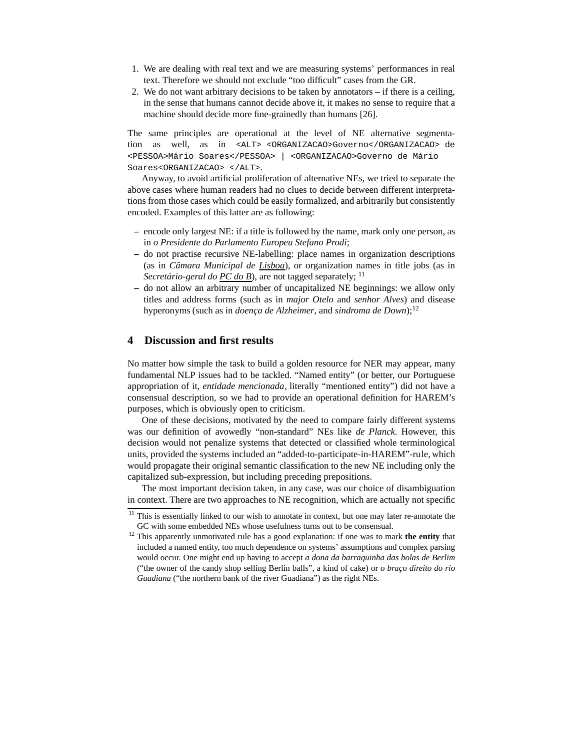1. We are dealing with real text and we are measuring systems' performances in real text. Therefore we should not exclude "too difficult" cases from the GR.
2. We do not want arbitrary decisions to be taken by annotators – if there is a ceiling, in the sense that humans cannot decide above it, it makes no sense to require that a machine should decide more fine-grainedly than humans [26].

The same principles are operational at the level of NE alternative segmentation as well, as in `<ALT> <ORGANIZACAO>Governo</ORGANIZACAO> de <PESSOA>Mário Soares</PESSOA> | <ORGANIZACAO>Governo de Mário Soares<ORGANIZACAO> </ALT>`.

Anyway, to avoid artificial proliferation of alternative NEs, we tried to separate the above cases where human readers had no clues to decide between different interpretations from those cases which could be easily formalized, and arbitrarily but consistently encoded. Examples of this latter are as following:

- encode only largest NE: if a title is followed by the name, mark only one person, as in *o Presidente do Parlamento Europeu Stefano Prodi*;
- do not practise recursive NE-labelling: place names in organization descriptions (as in *Câmara Municipal de Lisboa*), or organization names in title jobs (as in *Secretário-geral do PC do B*), are not tagged separately; [11]
- do not allow an arbitrary number of uncapitalized NE beginnings: we allow only titles and address forms (such as in *major Otelo* and *senhor Alves*) and disease hyperonyms (such as in *doença de Alzheimer*, and *sindroma de Down*);[12]

## 4 Discussion and first results

No matter how simple the task to build a golden resource for NER may appear, many fundamental NLP issues had to be tackled. "Named entity" (or better, our Portuguese appropriation of it, *entidade mencionada*, literally "mentioned entity") did not have a consensual description, so we had to provide an operational definition for HAREM's purposes, which is obviously open to criticism.

One of these decisions, motivated by the need to compare fairly different systems was our definition of avowedly "non-standard" NEs like *de Planck*. However, this decision would not penalize systems that detected or classified whole terminological units, provided the systems included an "added-to-participate-in-HAREM"-rule, which would propagate their original semantic classification to the new NE including only the capitalized sub-expression, but including preceding prepositions.

The most important decision taken, in any case, was our choice of disambiguation in context. There are two approaches to NE recognition, which are actually not specific

[11] This is essentially linked to our wish to annotate in context, but one may later re-annotate the GC with some embedded NEs whose usefulness turns out to be consensual.

[12] This apparently unmotivated rule has a good explanation: if one was to mark **the entity** that included a named entity, too much dependence on systems' assumptions and complex parsing would occur. One might end up having to accept *a dona da barraquinha das bolas de Berlim* ("the owner of the candy shop selling Berlin balls", a kind of cake) or *o braço direito do rio Guadiana* ("the northern bank of the river Guadiana") as the right NEs.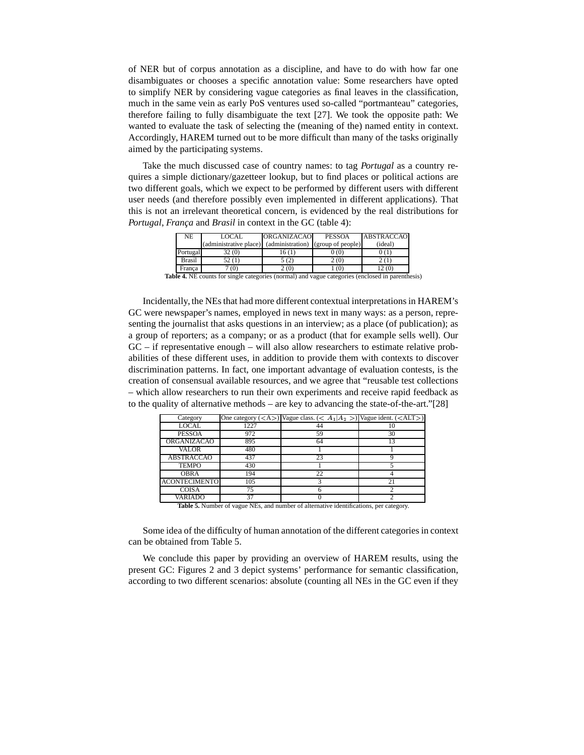of NER but of corpus annotation as a discipline, and have to do with how far one disambiguates or chooses a specific annotation value: Some researchers have opted to simplify NER by considering vague categories as final leaves in the classification, much in the same vein as early PoS ventures used so-called "portmanteau" categories, therefore failing to fully disambiguate the text [27]. We took the opposite path: We wanted to evaluate the task of selecting the (meaning of the) named entity in context. Accordingly, HAREM turned out to be more difficult than many of the tasks originally aimed by the participating systems.

Take the much discussed case of country names: to tag *Portugal* as a country requires a simple dictionary/gazetteer lookup, but to find places or political actions are two different goals, which we expect to be performed by different users with different user needs (and therefore possibly even implemented in different applications). That this is not an irrelevant theoretical concern, is evidenced by the real distributions for *Portugal*, *França* and *Brasil* in context in the GC (table 4):

| NE | LOCAL (administrative place) | ORGANIZACAO (administration) | PESSOA (group of people) | ABSTRACCAO (ideal) |
|---|---|---|---|---|
| Portugal | 32 (0) | 16 (1) | 0 (0) | 0 (1) |
| Brasil | 52 (1) | 5 (2) | 2 (0) | 2 (1) |
| França | 7 (0) | 2 (0) | 1 (0) | 12 (0) |

**Table 4.** NE counts for single categories (normal) and vague categories (enclosed in parenthesis)

Incidentally, the NEs that had more different contextual interpretations in HAREM's GC were newspaper's names, employed in news text in many ways: as a person, representing the journalist that asks questions in an interview; as a place (of publication); as a group of reporters; as a company; or as a product (that for example sells well). Our GC – if representative enough – will also allow researchers to estimate relative probabilities of these different uses, in addition to provide them with contexts to discover discrimination patterns. In fact, one important advantage of evaluation contests, is the creation of consensual available resources, and we agree that "reusable test collections – which allow researchers to run their own experiments and receive rapid feedback as to the quality of alternative methods – are key to advancing the state-of-the-art."[28]

| Category | One category (<A>) | Vague class. ($< A_1 \| A_2 >$) | Vague ident. (<ALT>) |
|---|---|---|---|
| LOCAL | 1227 | 44 | 10 |
| PESSOA | 972 | 59 | 30 |
| ORGANIZACAO | 895 | 64 | 13 |
| VALOR | 480 | 1 | 1 |
| ABSTRACCAO | 437 | 23 | 9 |
| TEMPO | 430 | 1 | 5 |
| OBRA | 194 | 22 | 4 |
| ACONTECIMENTO | 105 | 3 | 21 |
| COISA | 75 | 6 | 2 |
| VARIADO | 37 | 0 | 2 |

**Table 5.** Number of vague NEs, and number of alternative identifications, per category.

Some idea of the difficulty of human annotation of the different categories in context can be obtained from Table 5.

We conclude this paper by providing an overview of HAREM results, using the present GC: Figures 2 and 3 depict systems' performance for semantic classification, according to two different scenarios: absolute (counting all NEs in the GC even if they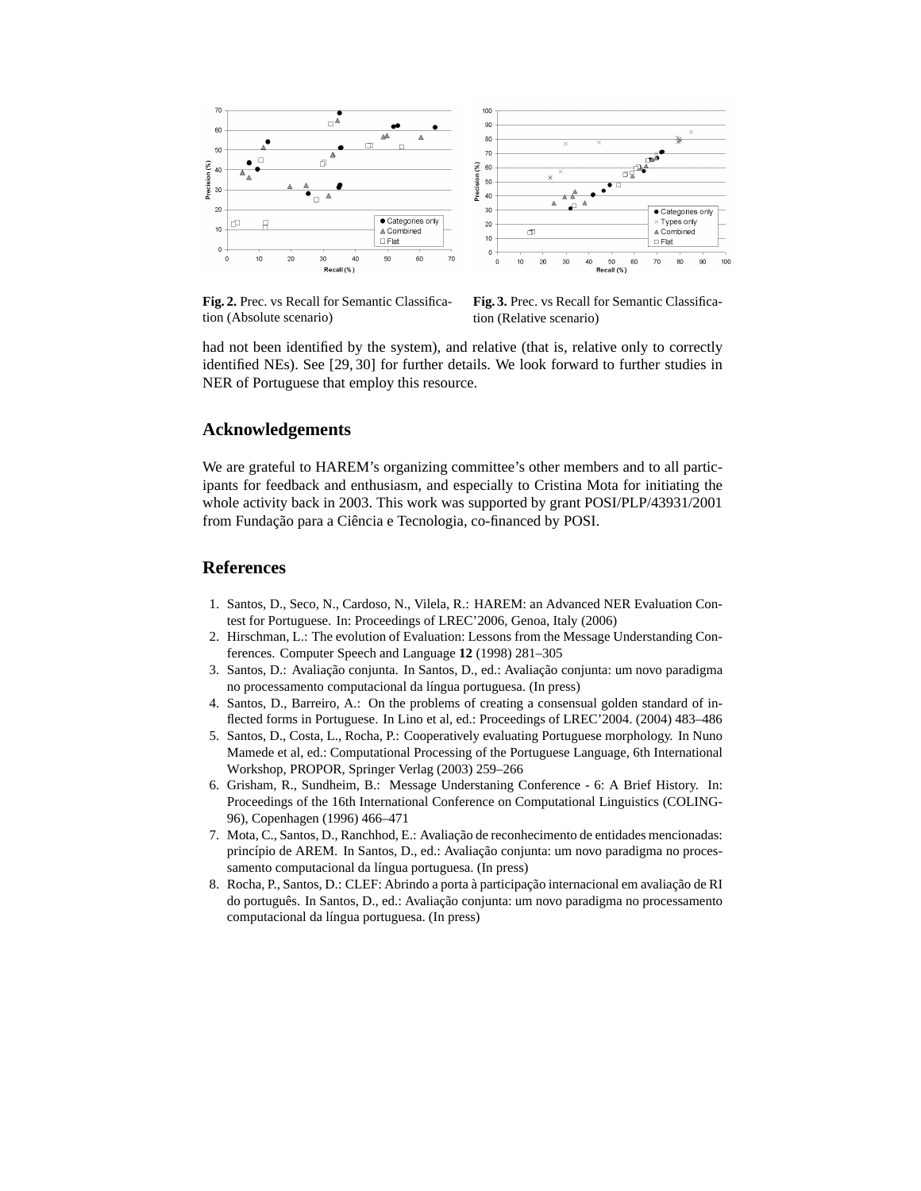Fig. 2. Prec. vs Recall for Semantic Classification (Absolute scenario)

Fig. 3. Prec. vs Recall for Semantic Classification (Relative scenario)

had not been identified by the system), and relative (that is, relative only to correctly identified NEs). See [29, 30] for further details. We look forward to further studies in NER of Portuguese that employ this resource.

## Acknowledgements

We are grateful to HAREM's organizing committee's other members and to all participants for feedback and enthusiasm, and especially to Cristina Mota for initiating the whole activity back in 2003. This work was supported by grant POSI/PLP/43931/2001 from Fundação para a Ciência e Tecnologia, co-financed by POSI.

## References

1. Santos, D., Seco, N., Cardoso, N., Vilela, R.: HAREM: an Advanced NER Evaluation Contest for Portuguese. In: Proceedings of LREC'2006, Genoa, Italy (2006)
2. Hirschman, L.: The evolution of Evaluation: Lessons from the Message Understanding Conferences. Computer Speech and Language **12** (1998) 281–305
3. Santos, D.: Avaliação conjunta. In Santos, D., ed.: Avaliação conjunta: um novo paradigma no processamento computacional da língua portuguesa. (In press)
4. Santos, D., Barreiro, A.: On the problems of creating a consensual golden standard of inflected forms in Portuguese. In Lino et al, ed.: Proceedings of LREC'2004. (2004) 483–486
5. Santos, D., Costa, L., Rocha, P.: Cooperatively evaluating Portuguese morphology. In Nuno Mamede et al, ed.: Computational Processing of the Portuguese Language, 6th International Workshop, PROPOR, Springer Verlag (2003) 259–266
6. Grisham, R., Sundheim, B.: Message Understaning Conference - 6: A Brief History. In: Proceedings of the 16th International Conference on Computational Linguistics (COLING-96), Copenhagen (1996) 466–471
7. Mota, C., Santos, D., Ranchhod, E.: Avaliação de reconhecimento de entidades mencionadas: princípio de AREM. In Santos, D., ed.: Avaliação conjunta: um novo paradigma no processamento computacional da língua portuguesa. (In press)
8. Rocha, P., Santos, D.: CLEF: Abrindo a porta à participação internacional em avaliação de RI do português. In Santos, D., ed.: Avaliação conjunta: um novo paradigma no processamento computacional da língua portuguesa. (In press)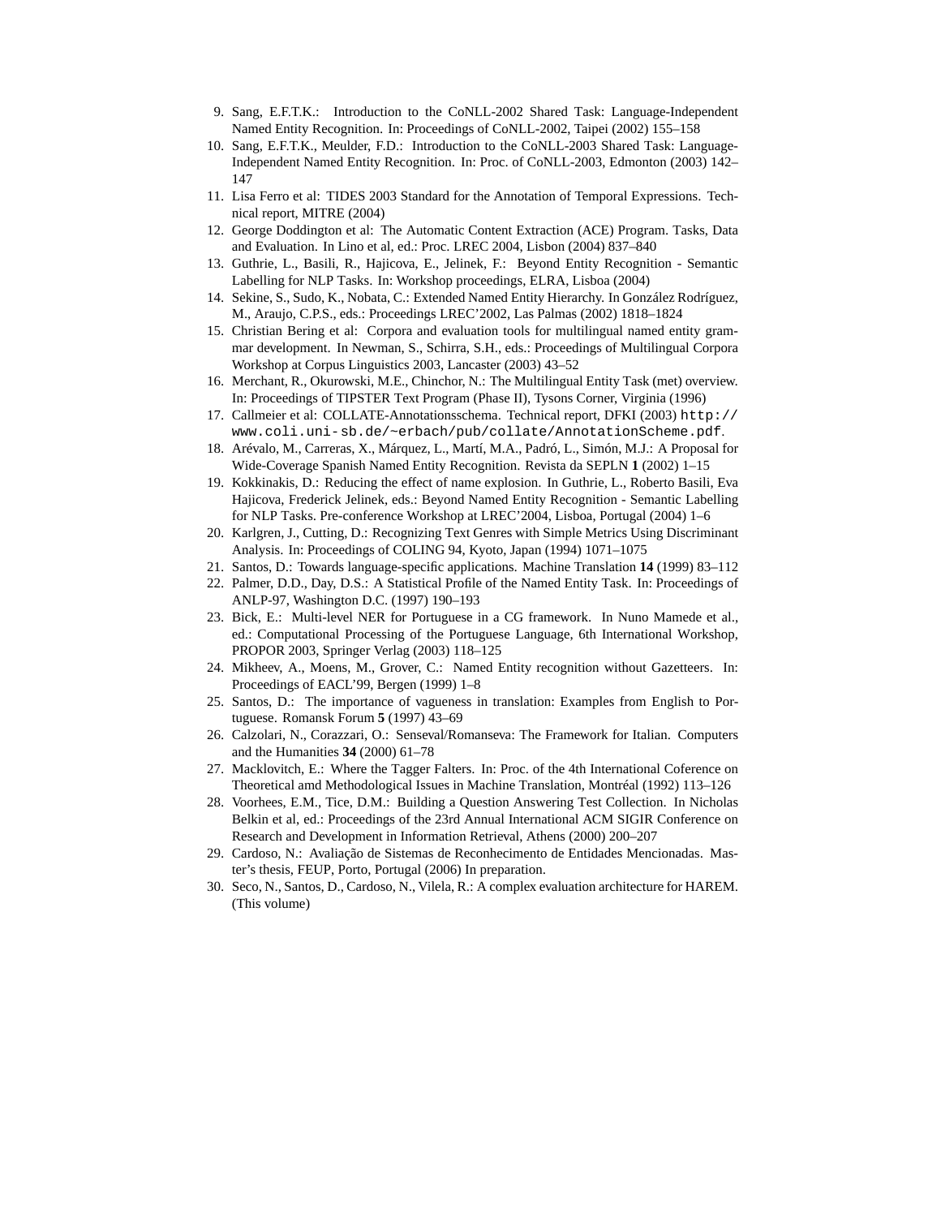9. Sang, E.F.T.K.: Introduction to the CoNLL-2002 Shared Task: Language-Independent Named Entity Recognition. In: Proceedings of CoNLL-2002, Taipei (2002) 155–158
10. Sang, E.F.T.K., Meulder, F.D.: Introduction to the CoNLL-2003 Shared Task: Language-Independent Named Entity Recognition. In: Proc. of CoNLL-2003, Edmonton (2003) 142–147
11. Lisa Ferro et al: TIDES 2003 Standard for the Annotation of Temporal Expressions. Technical report, MITRE (2004)
12. George Doddington et al: The Automatic Content Extraction (ACE) Program. Tasks, Data and Evaluation. In Lino et al, ed.: Proc. LREC 2004, Lisbon (2004) 837–840
13. Guthrie, L., Basili, R., Hajicova, E., Jelinek, F.: Beyond Entity Recognition - Semantic Labelling for NLP Tasks. In: Workshop proceedings, ELRA, Lisboa (2004)
14. Sekine, S., Sudo, K., Nobata, C.: Extended Named Entity Hierarchy. In González Rodríguez, M., Araujo, C.P.S., eds.: Proceedings LREC'2002, Las Palmas (2002) 1818–1824
15. Christian Bering et al: Corpora and evaluation tools for multilingual named entity grammar development. In Newman, S., Schirra, S.H., eds.: Proceedings of Multilingual Corpora Workshop at Corpus Linguistics 2003, Lancaster (2003) 43–52
16. Merchant, R., Okurowski, M.E., Chinchor, N.: The Multilingual Entity Task (met) overview. In: Proceedings of TIPSTER Text Program (Phase II), Tysons Corner, Virginia (1996)
17. Callmeier et al: COLLATE-Annotationsschema. Technical report, DFKI (2003) `http://www.coli.uni-sb.de/~erbach/pub/collate/AnnotationScheme.pdf`.
18. Arévalo, M., Carreras, X., Márquez, L., Martí, M.A., Padró, L., Simón, M.J.: A Proposal for Wide-Coverage Spanish Named Entity Recognition. Revista da SEPLN **1** (2002) 1–15
19. Kokkinakis, D.: Reducing the effect of name explosion. In Guthrie, L., Roberto Basili, Eva Hajicova, Frederick Jelinek, eds.: Beyond Named Entity Recognition - Semantic Labelling for NLP Tasks. Pre-conference Workshop at LREC'2004, Lisboa, Portugal (2004) 1–6
20. Karlgren, J., Cutting, D.: Recognizing Text Genres with Simple Metrics Using Discriminant Analysis. In: Proceedings of COLING 94, Kyoto, Japan (1994) 1071–1075
21. Santos, D.: Towards language-specific applications. Machine Translation **14** (1999) 83–112
22. Palmer, D.D., Day, D.S.: A Statistical Profile of the Named Entity Task. In: Proceedings of ANLP-97, Washington D.C. (1997) 190–193
23. Bick, E.: Multi-level NER for Portuguese in a CG framework. In Nuno Mamede et al., ed.: Computational Processing of the Portuguese Language, 6th International Workshop, PROPOR 2003, Springer Verlag (2003) 118–125
24. Mikheev, A., Moens, M., Grover, C.: Named Entity recognition without Gazetteers. In: Proceedings of EACL'99, Bergen (1999) 1–8
25. Santos, D.: The importance of vagueness in translation: Examples from English to Portuguese. Romansk Forum **5** (1997) 43–69
26. Calzolari, N., Corazzari, O.: Senseval/Romanseva: The Framework for Italian. Computers and the Humanities **34** (2000) 61–78
27. Macklovitch, E.: Where the Tagger Falters. In: Proc. of the 4th International Coference on Theoretical amd Methodological Issues in Machine Translation, Montréal (1992) 113–126
28. Voorhees, E.M., Tice, D.M.: Building a Question Answering Test Collection. In Nicholas Belkin et al, ed.: Proceedings of the 23rd Annual International ACM SIGIR Conference on Research and Development in Information Retrieval, Athens (2000) 200–207
29. Cardoso, N.: Avaliação de Sistemas de Reconhecimento de Entidades Mencionadas. Master's thesis, FEUP, Porto, Portugal (2006) In preparation.
30. Seco, N., Santos, D., Cardoso, N., Vilela, R.: A complex evaluation architecture for HAREM. (This volume)